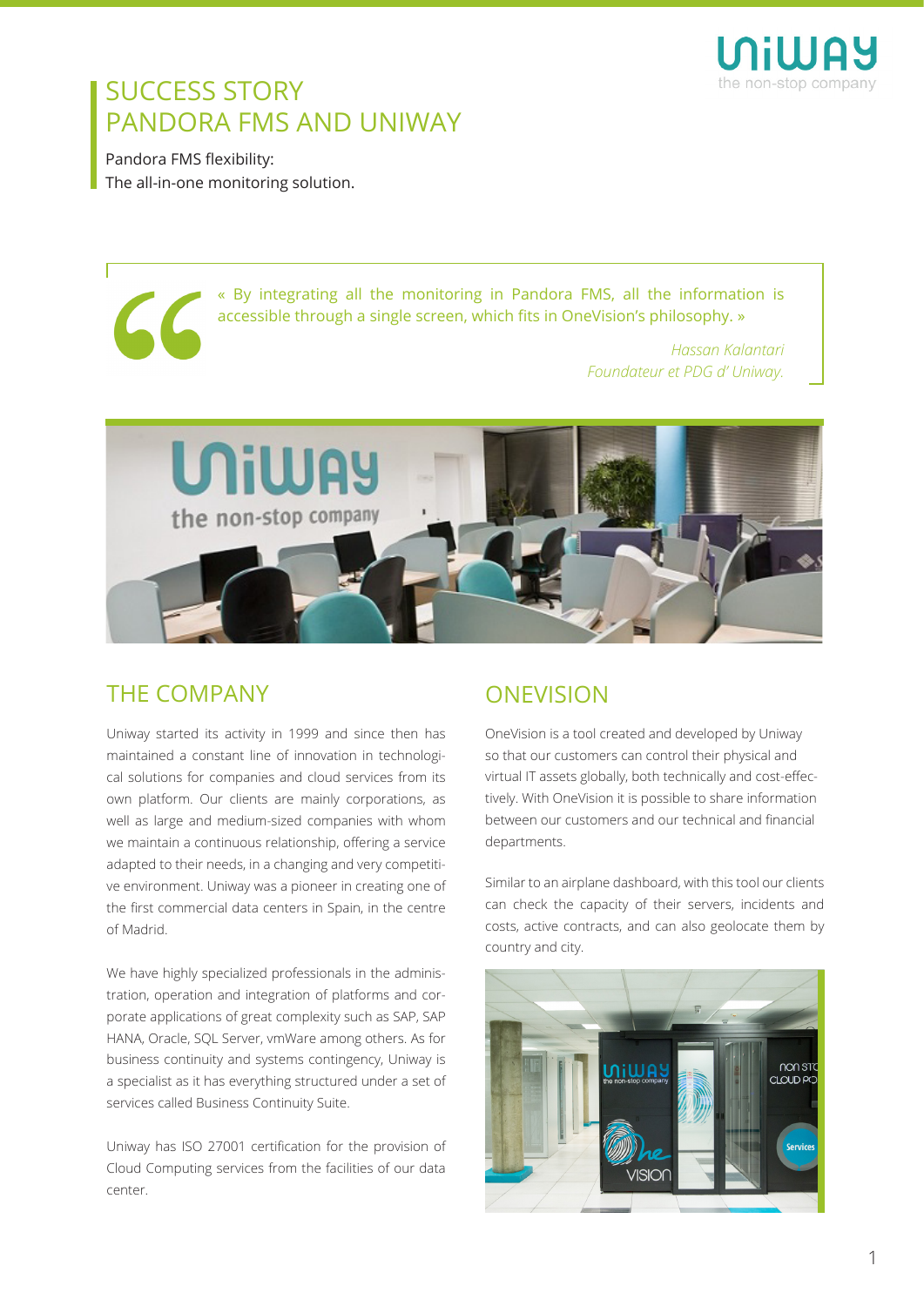# SUCCESS STORY
# PANDORA FMS AND UNIWAY

Pandora FMS flexibility:
The all-in-one monitoring solution.

> « By integrating all the monitoring in Pandora FMS, all the information is accessible through a single screen, which fits in OneVision's philosophy. »
>
> *Hassan Kalantari*
> *Foundateur et PDG d' Uniway.*

## THE COMPANY

Uniway started its activity in 1999 and since then has maintained a constant line of innovation in technological solutions for companies and cloud services from its own platform. Our clients are mainly corporations, as well as large and medium-sized companies with whom we maintain a continuous relationship, offering a service adapted to their needs, in a changing and very competitive environment. Uniway was a pioneer in creating one of the first commercial data centers in Spain, in the centre of Madrid.

We have highly specialized professionals in the administration, operation and integration of platforms and corporate applications of great complexity such as SAP, SAP HANA, Oracle, SQL Server, vmWare among others. As for business continuity and systems contingency, Uniway is a specialist as it has everything structured under a set of services called Business Continuity Suite.

Uniway has ISO 27001 certification for the provision of Cloud Computing services from the facilities of our data center.

## ONEVISION

OneVision is a tool created and developed by Uniway so that our customers can control their physical and virtual IT assets globally, both technically and cost-effectively. With OneVision it is possible to share information between our customers and our technical and financial departments.

Similar to an airplane dashboard, with this tool our clients can check the capacity of their servers, incidents and costs, active contracts, and can also geolocate them by country and city.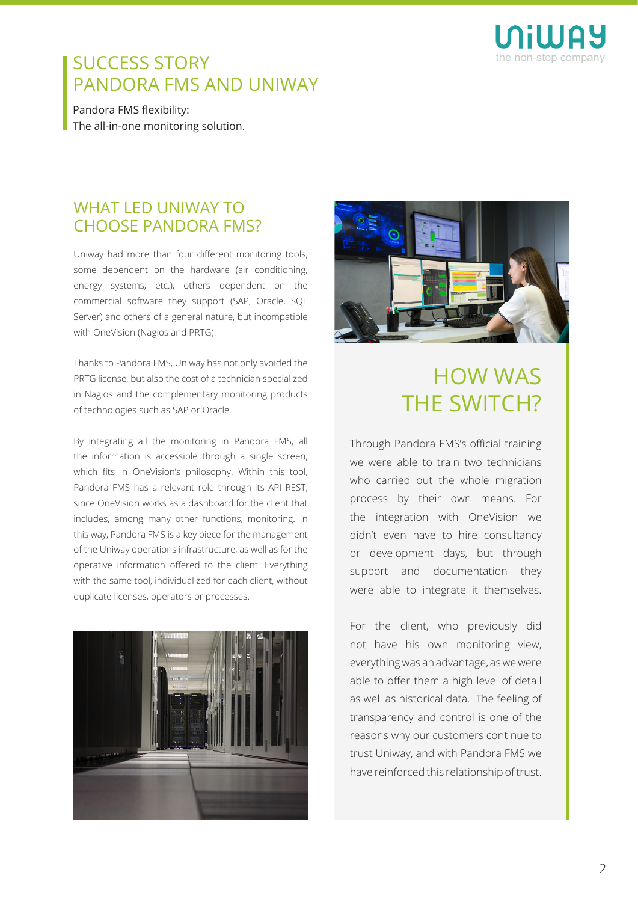# SUCCESS STORY
# PANDORA FMS AND UNIWAY

Pandora FMS flexibility:
The all-in-one monitoring solution.

## WHAT LED UNIWAY TO CHOOSE PANDORA FMS?

Uniway had more than four different monitoring tools, some dependent on the hardware (air conditioning, energy systems, etc.), others dependent on the commercial software they support (SAP, Oracle, SQL Server) and others of a general nature, but incompatible with OneVision (Nagios and PRTG).

Thanks to Pandora FMS, Uniway has not only avoided the PRTG license, but also the cost of a technician specialized in Nagios and the complementary monitoring products of technologies such as SAP or Oracle.

By integrating all the monitoring in Pandora FMS, all the information is accessible through a single screen, which fits in OneVision's philosophy. Within this tool, Pandora FMS has a relevant role through its API REST, since OneVision works as a dashboard for the client that includes, among many other functions, monitoring. In this way, Pandora FMS is a key piece for the management of the Uniway operations infrastructure, as well as for the operative information offered to the client. Everything with the same tool, individualized for each client, without duplicate licenses, operators or processes.

## HOW WAS THE SWITCH?

Through Pandora FMS's official training we were able to train two technicians who carried out the whole migration process by their own means. For the integration with OneVision we didn't even have to hire consultancy or development days, but through support and documentation they were able to integrate it themselves.

For the client, who previously did not have his own monitoring view, everything was an advantage, as we were able to offer them a high level of detail as well as historical data. The feeling of transparency and control is one of the reasons why our customers continue to trust Uniway, and with Pandora FMS we have reinforced this relationship of trust.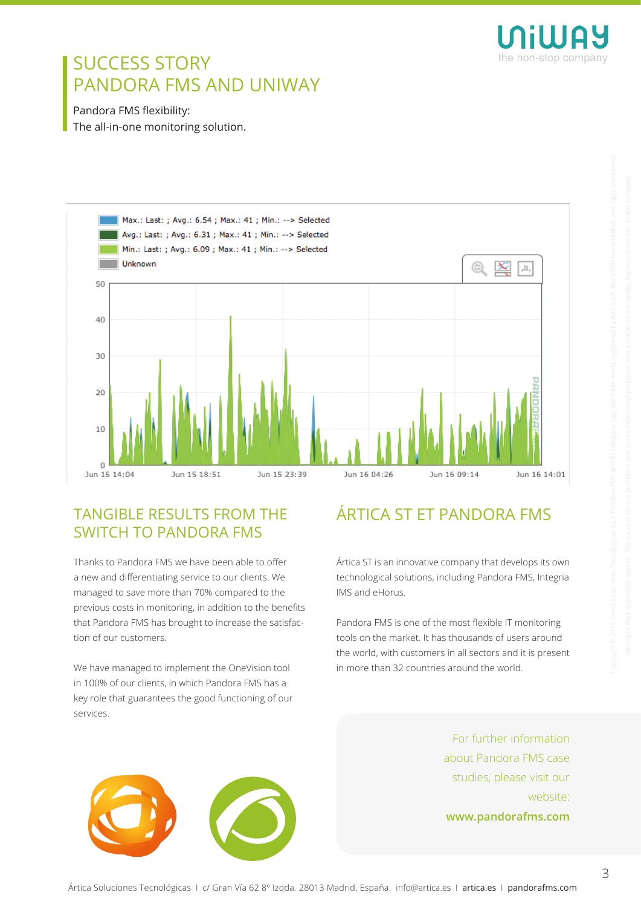# SUCCESS STORY
# PANDORA FMS AND UNIWAY

Pandora FMS flexibility:
The all-in-one monitoring solution.

Max.: Last: ; Avg.: 6.54 ; Max.: 41 ; Min.: --> Selected
Avg.: Last: ; Avg.: 6.31 ; Max.: 41 ; Min.: --> Selected
Min.: Last: ; Avg.: 6.09 ; Max.: 41 ; Min.: --> Selected
Unknown

50
40
30
20
10
0

Jun 15 14:04
Jun 15 18:51
Jun 15 23:39
Jun 16 04:26
Jun 16 09:14
Jun 16 14:01

## TANGIBLE RESULTS FROM THE SWITCH TO PANDORA FMS

Thanks to Pandora FMS we have been able to offer a new and differentiating service to our clients. We managed to save more than 70% compared to the previous costs in monitoring, in addition to the benefits that Pandora FMS has brought to increase the satisfaction of our customers.

We have managed to implement the OneVision tool in 100% of our clients, in which Pandora FMS has a key role that guarantees the good functioning of our services.

## ÁRTICA ST ET PANDORA FMS

Ártica ST is an innovative company that develops its own technological solutions, including Pandora FMS, Integria IMS and eHorus.

Pandora FMS is one of the most flexible IT monitoring tools on the market. It has thousands of users around the world, with customers in all sectors and it is present in more than 32 countries around the world.

For further information about Pandora FMS case studies, please visit our website:
**www.pandorafms.com**

Ártica Soluciones Tecnológicas I c/ Gran Vía 62 8º Izqda. 28013 Madrid, España. info@artica.es I artica.es I pandorafms.com